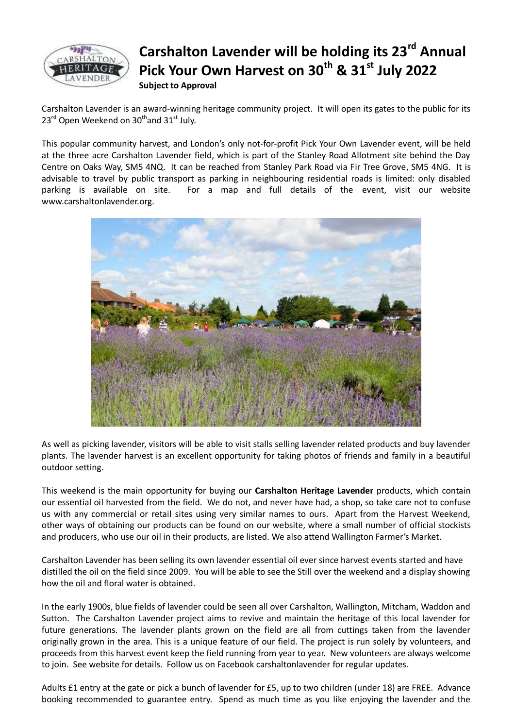# Carshalton Lavender will be holding its 23rd Annual Pick Your Own Harvest on 30th & 31st July 2022

**Subject to Approval**

Carshalton Lavender is an award-winning heritage community project. It will open its gates to the public for its 23rd Open Weekend on 30th and 31st July.

This popular community harvest, and London's only not-for-profit Pick Your Own Lavender event, will be held at the three acre Carshalton Lavender field, which is part of the Stanley Road Allotment site behind the Day Centre on Oaks Way, SM5 4NQ. It can be reached from Stanley Park Road via Fir Tree Grove, SM5 4NG. It is advisable to travel by public transport as parking in neighbouring residential roads is limited: only disabled parking is available on site. For a map and full details of the event, visit our website www.carshaltonlavender.org.

As well as picking lavender, visitors will be able to visit stalls selling lavender related products and buy lavender plants. The lavender harvest is an excellent opportunity for taking photos of friends and family in a beautiful outdoor setting.

This weekend is the main opportunity for buying our **Carshalton Heritage Lavender** products, which contain our essential oil harvested from the field. We do not, and never have had, a shop, so take care not to confuse us with any commercial or retail sites using very similar names to ours. Apart from the Harvest Weekend, other ways of obtaining our products can be found on our website, where a small number of official stockists and producers, who use our oil in their products, are listed. We also attend Wallington Farmer's Market.

Carshalton Lavender has been selling its own lavender essential oil ever since harvest events started and have distilled the oil on the field since 2009. You will be able to see the Still over the weekend and a display showing how the oil and floral water is obtained.

In the early 1900s, blue fields of lavender could be seen all over Carshalton, Wallington, Mitcham, Waddon and Sutton. The Carshalton Lavender project aims to revive and maintain the heritage of this local lavender for future generations. The lavender plants grown on the field are all from cuttings taken from the lavender originally grown in the area. This is a unique feature of our field. The project is run solely by volunteers, and proceeds from this harvest event keep the field running from year to year. New volunteers are always welcome to join. See website for details. Follow us on Facebook carshaltonlavender for regular updates.

Adults £1 entry at the gate or pick a bunch of lavender for £5, up to two children (under 18) are FREE. Advance booking recommended to guarantee entry. Spend as much time as you like enjoying the lavender and the